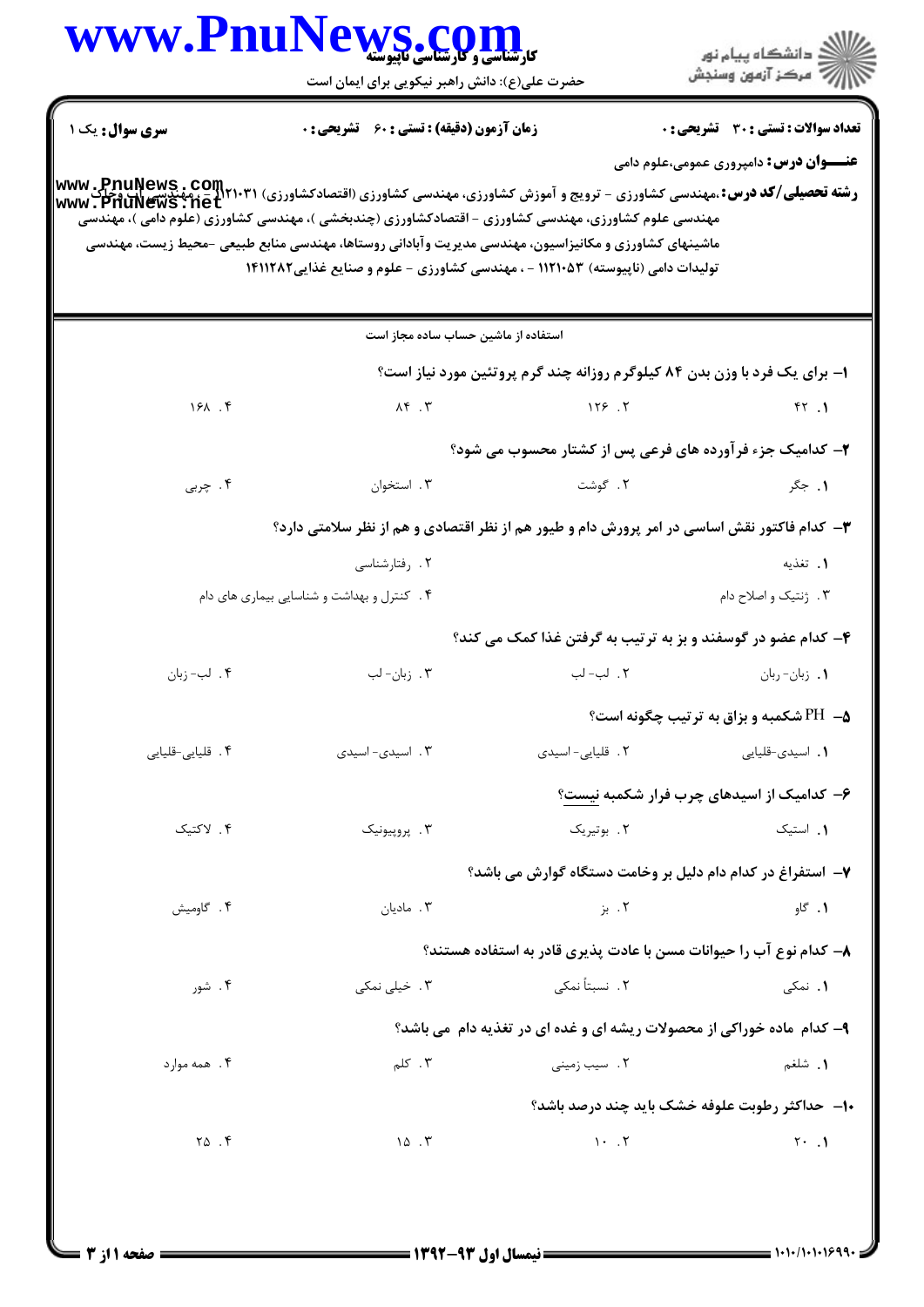**سری سوال:** یک ۱

**زمان آزمون (دقیقه) : تستی : ۶۰ تشریحی : ۰**

**تعداد سوالات : تستی : ۳۰ تشریحی : ۰**

**عنـــوان درس:** دامپروری عمومی،علوم دامی

**رشته تحصیلی/کد درس:** ،مهندسی کشاورزی - ترویج و آموزش کشاورزی، مهندسی کشاورزی (اقتصادکشاورزی) ۱۴۱۱۰۳۱ - ، مهندسی آب وخاک مهندسی علوم کشاورزی، مهندسی کشاورزی - اقتصادکشاورزی (چندبخشی )، مهندسی کشاورزی (علوم دامی )، مهندسی ماشینهای کشاورزی و مکانیزاسیون، مهندسی مدیریت وآبادانی روستاها، مهندسی منابع طبیعی -محیط زیست، مهندسی تولیدات دامی (ناپیوسته) ۱۱۲۱۰۵۳ - ، مهندسی کشاورزی - علوم و صنایع غذایی۱۴۱۱۲۸۲

استفاده از ماشین حساب ساده مجاز است

۱- برای یک فرد با وزن بدن ۸۴ کیلوگرم روزانه چند گرم پروتئین مورد نیاز است؟

۱. ۴۲ ۲. ۱۲۶ ۳. ۸۴ ۴. ۱۶۸

۲- کدامیک جزء فرآورده های فرعی پس از کشتار محسوب می شود؟

۱. جگر ۲. گوشت ۳. استخوان ۴. چربی

۳- کدام فاکتور نقش اساسی در امر پرورش دام و طیور هم از نظر اقتصادی و هم از نظر سلامتی دارد؟

۱. تغذیه ۲. رفتارشناسی ۳. ژنتیک و اصلاح دام ۴. کنترل و بهداشت و شناسایی بیماری های دام

۴- کدام عضو در گوسفند و بز به ترتیب به گرفتن غذا کمک می کند؟

۱. زبان- زبان ۲. لب- لب ۳. زبان- لب ۴. لب- زبان

۵- PH شکمبه و بزاق به ترتیب چگونه است؟

۱. اسیدی-قلیایی ۲. قلیایی- اسیدی ۳. اسیدی- اسیدی ۴. قلیایی-قلیایی

۶- کدامیک از اسیدهای چرب فرار شکمبه نیست؟

۱. استیک ۲. بوتیریک ۳. پروپیونیک ۴. لاکتیک

۷- استفراغ در کدام دام دلیل بر وخامت دستگاه گوارش می باشد؟

۱. گاو ۲. بز ۳. مادیان ۴. گاومیش

۸- کدام نوع آب را حیوانات مسن با عادت پذیری قادر به استفاده هستند؟

۱. نمکی ۲. نسبتاً نمکی ۳. خیلی نمکی ۴. شور

۹- کدام ماده خوراکی از محصولات ریشه ای و غده ای در تغذیه دام می باشد؟

۱. شلغم ۲. سیب زمینی ۳. کلم ۴. همه موارد

۱۰- حداکثر رطوبت علوفه خشک باید چند درصد باشد؟

۱. ۲۰ ۲. ۱۰ ۳. ۱۵ ۴. ۲۵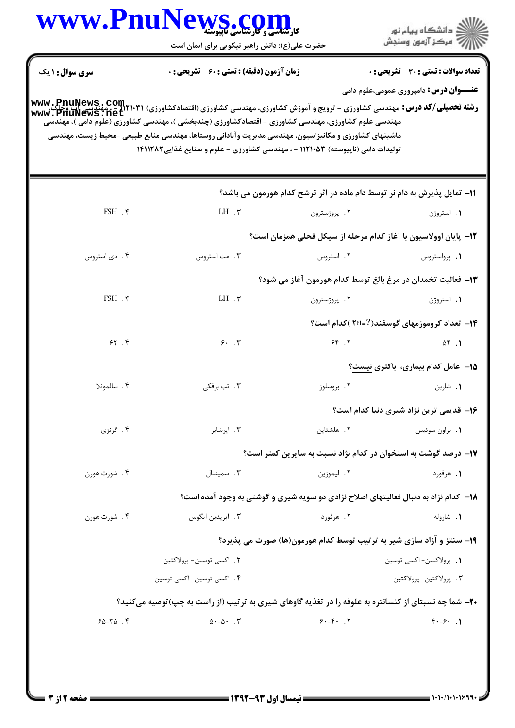**سری سوال:** ۱ یک

**زمان آزمون (دقیقه) : تستی :** ۶۰ **تشریحی :** ۰

**تعداد سوالات : تستی :** ۳۰ **تشریحی :** ۰

**عنـــوان درس:** دامپروری عمومی،علوم دامی

**رشته تحصیلی/کد درس:** مهندسی کشاورزی - ترویج و آموزش کشاورزی، مهندسی کشاورزی (اقتصادکشاورزی) ۱۴۲۱۰۳۱ - ، مهندسی آب و خاک، مهندسی علوم کشاورزی، مهندسی کشاورزی - اقتصادکشاورزی (چندبخشی )، مهندسی کشاورزی (علوم دامی )، مهندسی ماشینهای کشاورزی و مکانیزاسیون، مهندسی مدیریت وآبادانی روستاها، مهندسی منابع طبیعی -محیط زیست، مهندسی تولیدات دامی (ناپیوسته) ۱۱۲۱۰۵۳ - ، مهندسی کشاورزی - علوم و صنایع غذایی۱۴۱۱۲۸۲

**۱۱- تمایل پذیرش به دام نر توسط دام ماده در اثر ترشح کدام هورمون می باشد؟**

۱. استروژن
۲. پروژسترون
۳. LH
۴. FSH

**۱۲- پایان اوولاسیون با آغاز کدام مرحله از سیکل فحلی همزمان است؟**

۱. پرواستروس
۲. استروس
۳. مت استروس
۴. دی استروس

**۱۳- فعالیت تخمدان در مرغ بالغ توسط کدام هورمون آغاز می شود؟**

۱. استروژن
۲. پروژسترون
۳. LH
۴. FSH

**۱۴- تعداد کروموزمهای گوسفند(2n=?) کدام است؟**

۱. ۵۴
۲. ۶۴
۳. ۶۰
۴. ۶۲

**۱۵- عامل کدام بیماری، باکتری نیست؟**

۱. شاربن
۲. بروسلوز
۳. تب برفکی
۴. سالمونلا

**۱۶- قدیمی ترین نژاد شیری دنیا کدام است؟**

۱. براون سوئیس
۲. هلشتاین
۳. ایرشایر
۴. گرنزی

**۱۷- درصد گوشت به استخوان در کدام نژاد نسبت به سایرین کمتر است؟**

۱. هرفورد
۲. لیموزین
۳. سمینتال
۴. شورت هورن

**۱۸- کدام نژاد به دنبال فعالیتهای اصلاح نژادی دو سویه شیری و گوشتی به وجود آمده است؟**

۱. شاروله
۲. هرفورد
۳. آبردین آنگوس
۴. شورت هورن

**۱۹- سنتز و آزاد سازی شیر به ترتیب توسط کدام هورمون(ها) صورت می پذیرد؟**

۱. پرولاکتین- اکسی توسین
۲. اکسی توسین- پرولاکتین
۳. پرولاکتین- پرولاکتین
۴. اکسی توسین- اکسی توسین

**۲۰- شما چه نسبتای از کنسانتره به علوفه را در تغذیه گاوهای شیری به ترتیب (از راست به چپ)توصیه می‌کنید؟**

۱. ۶۰-۴۰
۲. ۴۰-۶۰
۳. ۵۰-۵۰
۴. ۳۵-۶۵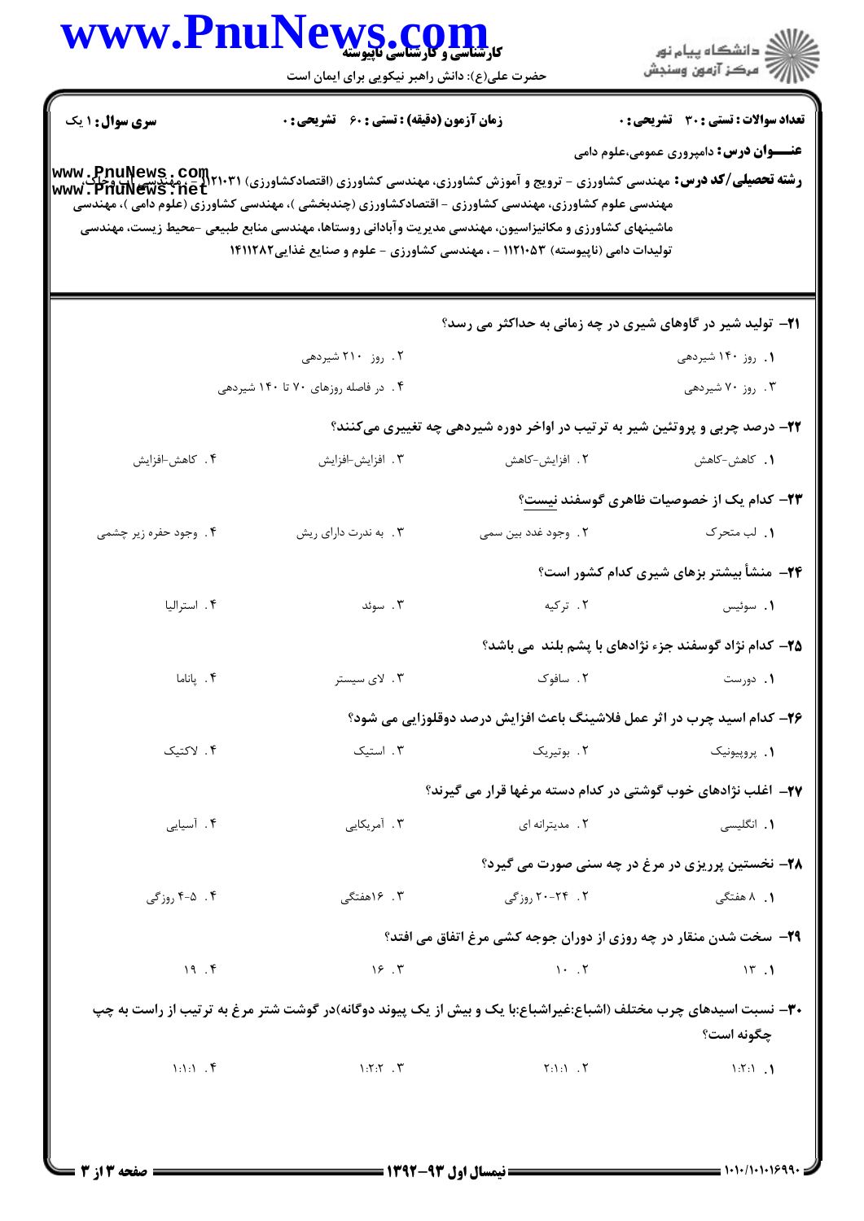**سری سوال:** ۱ یک | **زمان آزمون (دقیقه) : تستی :** ۶۰ **تشریحی :** ۰ | **تعداد سوالات : تستی :** ۳۰ **تشریحی :** ۰

**عنـــوان درس:** دامپروری عمومی،علوم دامی

**رشته تحصیلی/کد درس:** مهندسی کشاورزی - ترویج و آموزش کشاورزی، مهندسی کشاورزی (اقتصادکشاورزی) ۱۲۱۰۳۱ - ، مهندسی آب وخاک، مهندسی علوم کشاورزی، مهندسی کشاورزی - اقتصادکشاورزی (چندبخشی )، مهندسی کشاورزی (علوم دامی )، مهندسی ماشینهای کشاورزی و مکانیزاسیون، مهندسی مدیریت و آبادانی روستاها، مهندسی منابع طبیعی -محیط زیست، مهندسی تولیدات دامی (ناپیوسته) ۱۱۲۱۰۵۳ - ، مهندسی کشاورزی - علوم و صنایع غذایی۱۴۱۱۲۸۲

---

**۲۱- تولید شیر در گاوهای شیری در چه زمانی به حداکثر می رسد؟**

۱. روز ۱۴۰ شیردهی
۲. روز ۲۱۰ شیردهی
۳. روز ۷۰ شیردهی
۴. در فاصله روزهای ۷۰ تا ۱۴۰ شیردهی

**۲۲- درصد چربی و پروتئین شیر به ترتیب در اواخر دوره شیردهی چه تغییری می‌کنند؟**

۱. کاهش-کاهش
۲. افزایش-کاهش
۳. افزایش-افزایش
۴. کاهش-افزایش

**۲۳- کدام یک از خصوصیات ظاهری گوسفند نیست؟**

۱. لب متحرک
۲. وجود غدد بین سمی
۳. به ندرت دارای ریش
۴. وجود حفره زیر چشمی

**۲۴- منشأ بیشتر بزهای شیری کدام کشور است؟**

۱. سوئیس
۲. ترکیه
۳. سوئد
۴. استرالیا

**۲۵- کدام نژاد گوسفند جزء نژادهای با پشم بلند می باشد؟**

۱. دورست
۲. سافوک
۳. لای سیستر
۴. پاناما

**۲۶- کدام اسید چرب در اثر عمل فلاشینگ باعث افزایش درصد دوقلوزایی می شود؟**

۱. پروپیونیک
۲. بوتیریک
۳. استیک
۴. لاکتیک

**۲۷- اغلب نژادهای خوب گوشتی در کدام دسته مرغها قرار می گیرند؟**

۱. انگلیسی
۲. مدیترانه ای
۳. آمریکایی
۴. آسیایی

**۲۸- نخستین پرریزی در مرغ در چه سنی صورت می گیرد؟**

۱. ۸ هفتگی
۲. ۲۴-۲۰ روزگی
۳. ۱۶هفتگی
۴. ۵-۴ روزگی

**۲۹- سخت شدن منقار در چه روزی از دوران جوجه کشی مرغ اتفاق می افتد؟**

۱. ۱۳
۲. ۱۰
۳. ۱۶
۴. ۱۹

**۳۰- نسبت اسیدهای چرب مختلف (اشباع:غیراشباع:با یک و بیش از یک پیوند دوگانه)در گوشت شتر مرغ به ترتیب از راست به چپ چگونه است؟**

۱. ۱:۲:۱
۲. ۲:۱:۱
۳. ۱:۲:۲
۴. ۱:۱:۱